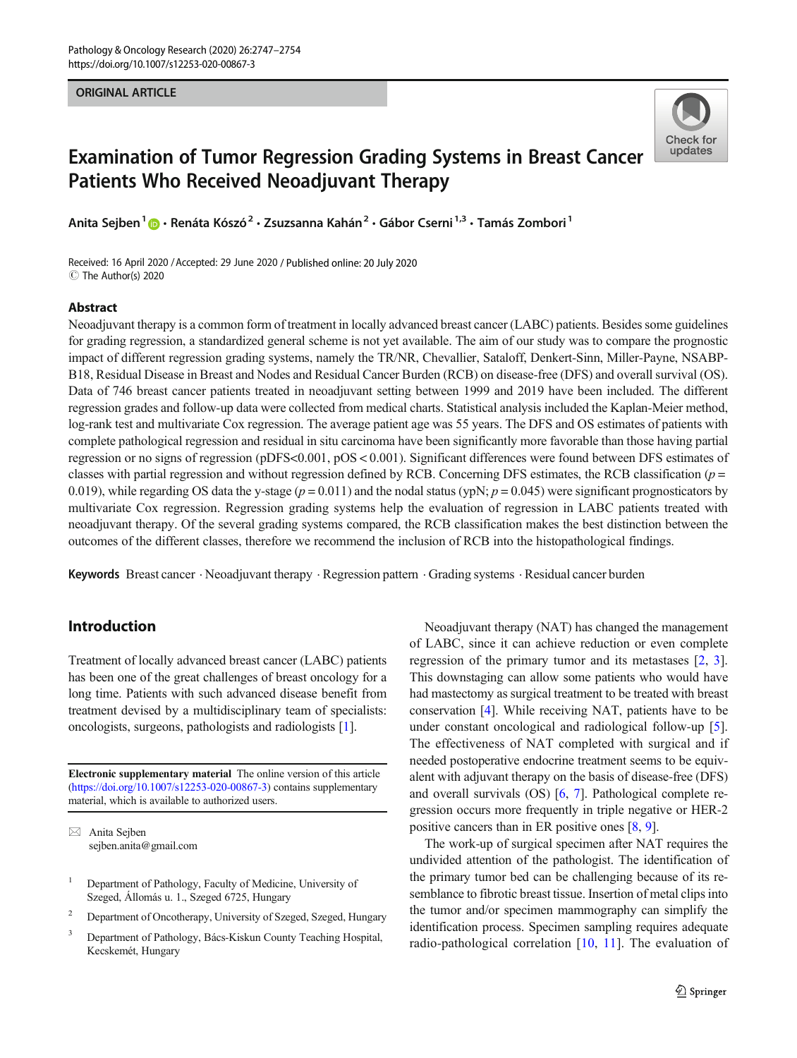ORIGINAL ARTICLE

# Examination of Tumor Regression Grading Systems in Breast Cancer Patients Who Received Neoadjuvant Therapy

Anita Sejben[1] · Renáta Kószó[2] · Zsuzsanna Kahán[2] · Gábor Cserni[1,3] · Tamás Zombori[1]

Received: 16 April 2020 / Accepted: 29 June 2020 / Published online: 20 July 2020
© The Author(s) 2020

## Abstract

Neoadjuvant therapy is a common form of treatment in locally advanced breast cancer (LABC) patients. Besides some guidelines for grading regression, a standardized general scheme is not yet available. The aim of our study was to compare the prognostic impact of different regression grading systems, namely the TR/NR, Chevallier, Sataloff, Denkert-Sinn, Miller-Payne, NSABP-B18, Residual Disease in Breast and Nodes and Residual Cancer Burden (RCB) on disease-free (DFS) and overall survival (OS). Data of 746 breast cancer patients treated in neoadjuvant setting between 1999 and 2019 have been included. The different regression grades and follow-up data were collected from medical charts. Statistical analysis included the Kaplan-Meier method, log-rank test and multivariate Cox regression. The average patient age was 55 years. The DFS and OS estimates of patients with complete pathological regression and residual in situ carcinoma have been significantly more favorable than those having partial regression or no signs of regression (pDFS$<0.001$, pOS $< 0.001$). Significant differences were found between DFS estimates of classes with partial regression and without regression defined by RCB. Concerning DFS estimates, the RCB classification ($p = 0.019$), while regarding OS data the y-stage ($p = 0.011$) and the nodal status (ypN; $p = 0.045$) were significant prognosticators by multivariate Cox regression. Regression grading systems help the evaluation of regression in LABC patients treated with neoadjuvant therapy. Of the several grading systems compared, the RCB classification makes the best distinction between the outcomes of the different classes, therefore we recommend the inclusion of RCB into the histopathological findings.

**Keywords** Breast cancer · Neoadjuvant therapy · Regression pattern · Grading systems · Residual cancer burden

## Introduction

Treatment of locally advanced breast cancer (LABC) patients has been one of the great challenges of breast oncology for a long time. Patients with such advanced disease benefit from treatment devised by a multidisciplinary team of specialists: oncologists, surgeons, pathologists and radiologists [1].

Neoadjuvant therapy (NAT) has changed the management of LABC, since it can achieve reduction or even complete regression of the primary tumor and its metastases [2, 3]. This downstaging can allow some patients who would have had mastectomy as surgical treatment to be treated with breast conservation [4]. While receiving NAT, patients have to be under constant oncological and radiological follow-up [5]. The effectiveness of NAT completed with surgical and if needed postoperative endocrine treatment seems to be equivalent with adjuvant therapy on the basis of disease-free (DFS) and overall survivals (OS) [6, 7]. Pathological complete regression occurs more frequently in triple negative or HER-2 positive cancers than in ER positive ones [8, 9].

The work-up of surgical specimen after NAT requires the undivided attention of the pathologist. The identification of the primary tumor bed can be challenging because of its resemblance to fibrotic breast tissue. Insertion of metal clips into the tumor and/or specimen mammography can simplify the identification process. Specimen sampling requires adequate radio-pathological correlation [10, 11]. The evaluation of

**Electronic supplementary material** The online version of this article (https://doi.org/10.1007/s12253-020-00867-3) contains supplementary material, which is available to authorized users.

✉ Anita Sejben
sejben.anita@gmail.com

1 Department of Pathology, Faculty of Medicine, University of Szeged, Állomás u. 1., Szeged 6725, Hungary

2 Department of Oncotherapy, University of Szeged, Szeged, Hungary

3 Department of Pathology, Bács-Kiskun County Teaching Hospital, Kecskemét, Hungary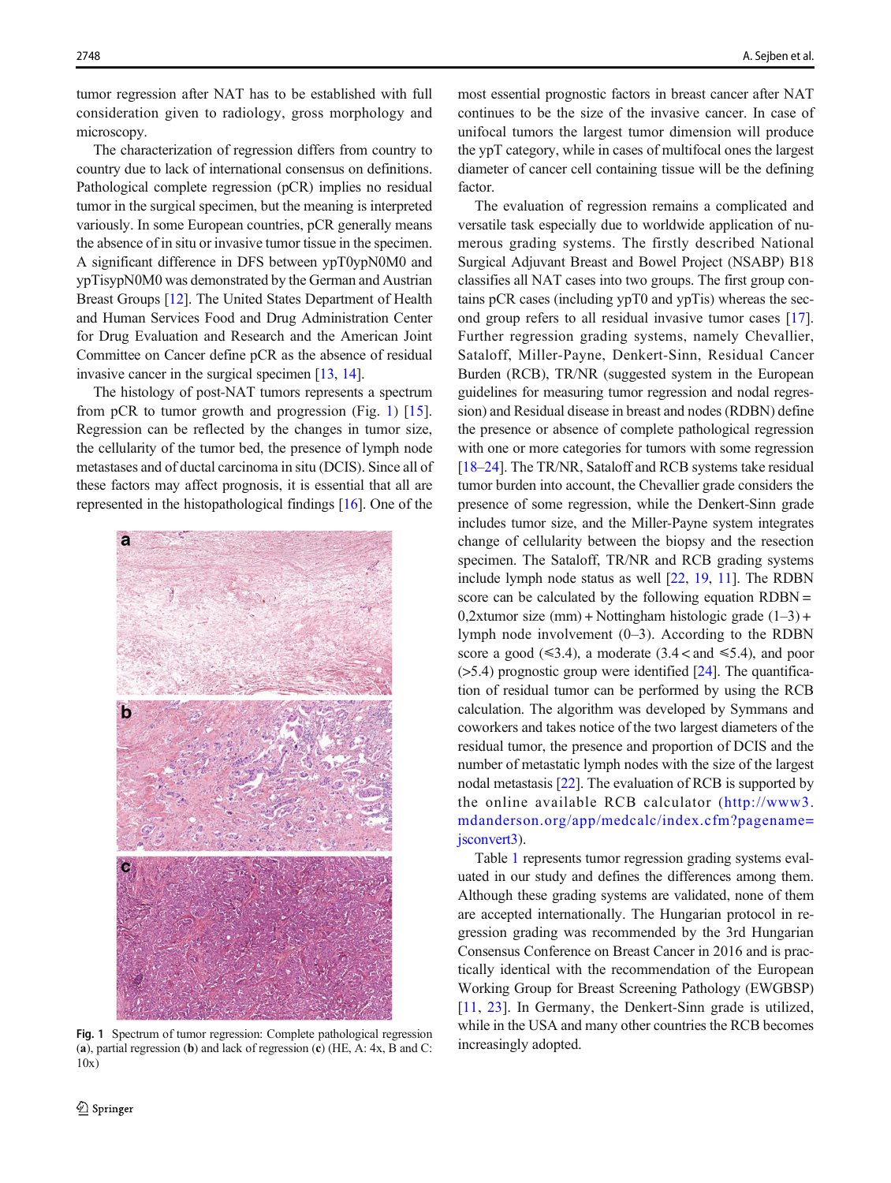tumor regression after NAT has to be established with full consideration given to radiology, gross morphology and microscopy.

The characterization of regression differs from country to country due to lack of international consensus on definitions. Pathological complete regression (pCR) implies no residual tumor in the surgical specimen, but the meaning is interpreted variously. In some European countries, pCR generally means the absence of in situ or invasive tumor tissue in the specimen. A significant difference in DFS between ypT0ypN0M0 and ypTisypN0M0 was demonstrated by the German and Austrian Breast Groups [12]. The United States Department of Health and Human Services Food and Drug Administration Center for Drug Evaluation and Research and the American Joint Committee on Cancer define pCR as the absence of residual invasive cancer in the surgical specimen [13, 14].

The histology of post-NAT tumors represents a spectrum from pCR to tumor growth and progression (Fig. 1) [15]. Regression can be reflected by the changes in tumor size, the cellularity of the tumor bed, the presence of lymph node metastases and of ductal carcinoma in situ (DCIS). Since all of these factors may affect prognosis, it is essential that all are represented in the histopathological findings [16]. One of the most essential prognostic factors in breast cancer after NAT continues to be the size of the invasive cancer. In case of unifocal tumors the largest tumor dimension will produce the ypT category, while in cases of multifocal ones the largest diameter of cancer cell containing tissue will be the defining factor.

Fig. 1 Spectrum of tumor regression: Complete pathological regression (a), partial regression (b) and lack of regression (c) (HE, A: 4x, B and C: 10x)

The evaluation of regression remains a complicated and versatile task especially due to worldwide application of numerous grading systems. The firstly described National Surgical Adjuvant Breast and Bowel Project (NSABP) B18 classifies all NAT cases into two groups. The first group contains pCR cases (including ypT0 and ypTis) whereas the second group refers to all residual invasive tumor cases [17]. Further regression grading systems, namely Chevallier, Sataloff, Miller-Payne, Denkert-Sinn, Residual Cancer Burden (RCB), TR/NR (suggested system in the European guidelines for measuring tumor regression and nodal regression) and Residual disease in breast and nodes (RDBN) define the presence or absence of complete pathological regression with one or more categories for tumors with some regression [18–24]. The TR/NR, Sataloff and RCB systems take residual tumor burden into account, the Chevallier grade considers the presence of some regression, while the Denkert-Sinn grade includes tumor size, and the Miller-Payne system integrates change of cellularity between the biopsy and the resection specimen. The Sataloff, TR/NR and RCB grading systems include lymph node status as well [22, 19, 11]. The RDBN score can be calculated by the following equation RDBN = 0,2xtumor size (mm) + Nottingham histologic grade (1–3) + lymph node involvement (0–3). According to the RDBN score a good (≤3.4), a moderate (3.4 < and ≤5.4), and poor (>5.4) prognostic group were identified [24]. The quantification of residual tumor can be performed by using the RCB calculation. The algorithm was developed by Symmans and coworkers and takes notice of the two largest diameters of the residual tumor, the presence and proportion of DCIS and the number of metastatic lymph nodes with the size of the largest nodal metastasis [22]. The evaluation of RCB is supported by the online available RCB calculator (http://www3.mdanderson.org/app/medcalc/index.cfm?pagename=jsconvert3).

Table 1 represents tumor regression grading systems evaluated in our study and defines the differences among them. Although these grading systems are validated, none of them are accepted internationally. The Hungarian protocol in regression grading was recommended by the 3rd Hungarian Consensus Conference on Breast Cancer in 2016 and is practically identical with the recommendation of the European Working Group for Breast Screening Pathology (EWGBSP) [11, 23]. In Germany, the Denkert-Sinn grade is utilized, while in the USA and many other countries the RCB becomes increasingly adopted.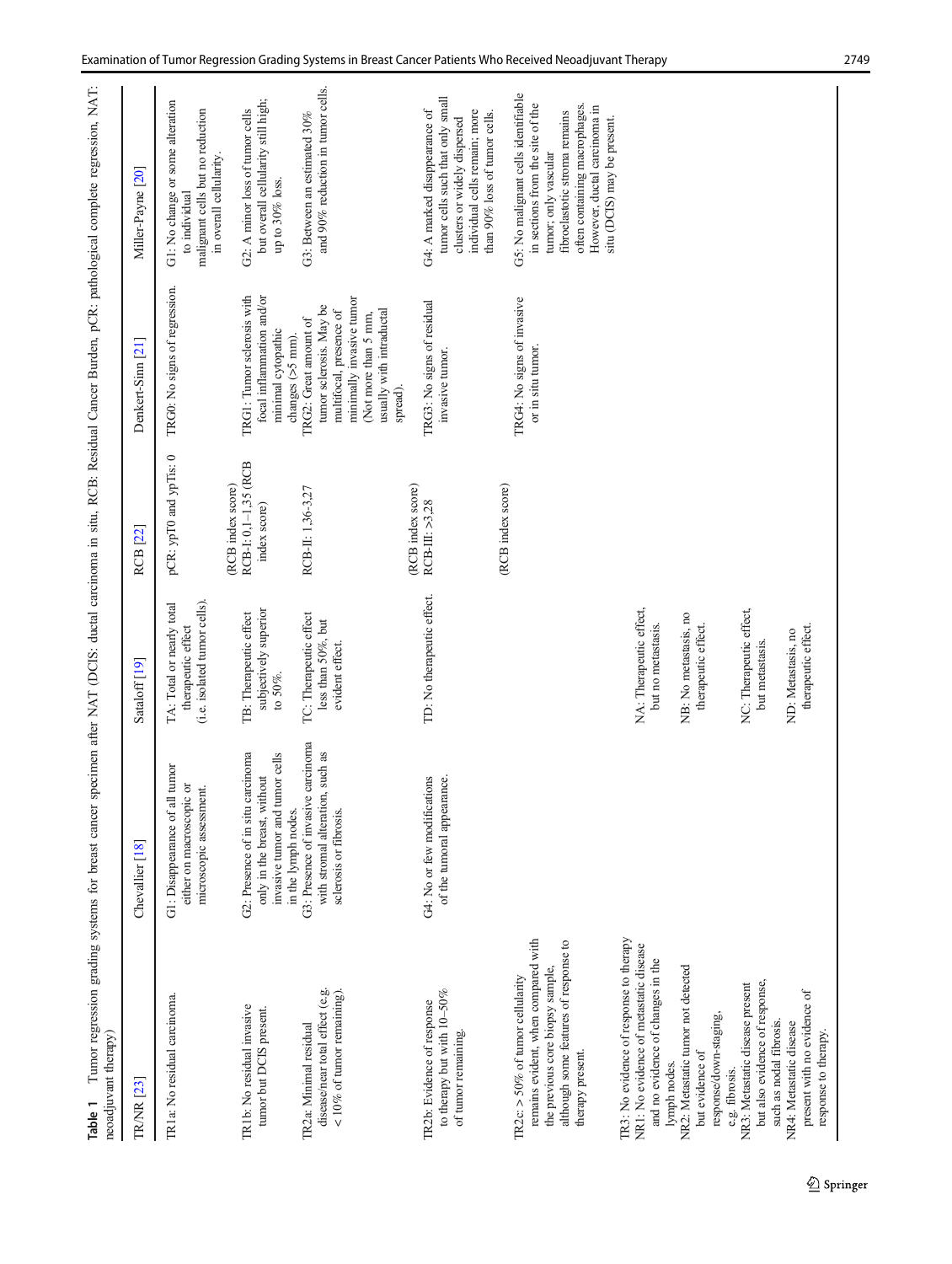**Table 1** Tumor regression grading systems for breast cancer specimen after NAT (DCIS: ductal carcinoma in situ, RCB: Residual Cancer Burden, pCR: pathological complete regression, NAT: neoadjuvant therapy)

| TR/NR [23] | Chevallier [18] | Sataloff [19] | RCB [22] | Denkert-Sinn [21] | Miller-Payne [20] |
|---|---|---|---|---|---|
| TR1a: No residual carcinoma. | G1: Disappearance of all tumor either on macroscopic or microscopic assessment. | TA: Total or nearly total therapeutic effect (i.e. isolated tumor cells). | pCR: ypT0 and ypTis: 0 | TRG0: No signs of regression. | G1: No change or some alteration to individual malignant cells but no reduction in overall cellularity. |
| TR1b: No residual invasive tumor but DCIS present. | G2: Presence of in situ carcinoma only in the breast, without invasive tumor and tumor cells in the lymph nodes. | TB: Therapeutic effect subjectively superior to 50%. | RCB-I: 0,1–1,35 (RCB index score) | TRG1: Tumor sclerosis with focal inflammation and/or minimal cytopathic changes (>5 mm). | G2: A minor loss of tumor cells but overall cellularity still high; up to 30% loss. |
| TR2a: Minimal residual disease/near total effect (e.g. < 10% of tumor remaining). | G3: Presence of invasive carcinoma with stromal alteration, such as sclerosis or fibrosis. | TC: Therapeutic effect less than 50%, but evident effect. | RCB-II: 1,36-3,27 (RCB index score) | TRG2: Great amount of tumor sclerosis. May be multifocal, presence of minimally invasive tumor (Not more than 5 mm, usually with intraductal spread). | G3: Between an estimated 30% and 90% reduction in tumor cells. |
| TR2b: Evidence of response to therapy but with 10–50% of tumor remaining. | G4: No or few modifications of the tumoral appearance. | TD: No therapeutic effect. | RCB-III: >3,28 (RCB index score) | TRG3: No signs of residual invasive tumor. | G4: A marked disappearance of tumor cells such that only small clusters or widely dispersed individual cells remain; more than 90% loss of tumor cells. |
| TR2c: > 50% of tumor cellularity remains evident, when compared with the previous core biopsy sample, although some features of response to therapy present. | | | | TRG4: No signs of invasive or in situ tumor. | G5: No malignant cells identifiable in sections from the site of the tumor; only vascular fibroelastotic stroma remains often containing macrophages. However, ductal carcinoma in situ (DCIS) may be present. |
| TR3: No evidence of response to therapy | | | | | |
| NR1: No evidence of metastatic disease and no evidence of changes in the lymph nodes. | | NA: Therapeutic effect, but no metastasis. | | | |
| NR2: Metastatic tumor not detected but evidence of response/down-staging, e.g. fibrosis. | | NB: No metastasis, no therapeutic effect. | | | |
| NR3: Metastatic disease present but also evidence of response, such as nodal fibrosis. | | NC: Therapeutic effect, but metastasis. | | | |
| NR4: Metastatic disease present with no evidence of response to therapy. | | ND: Metastasis, no therapeutic effect. | | | |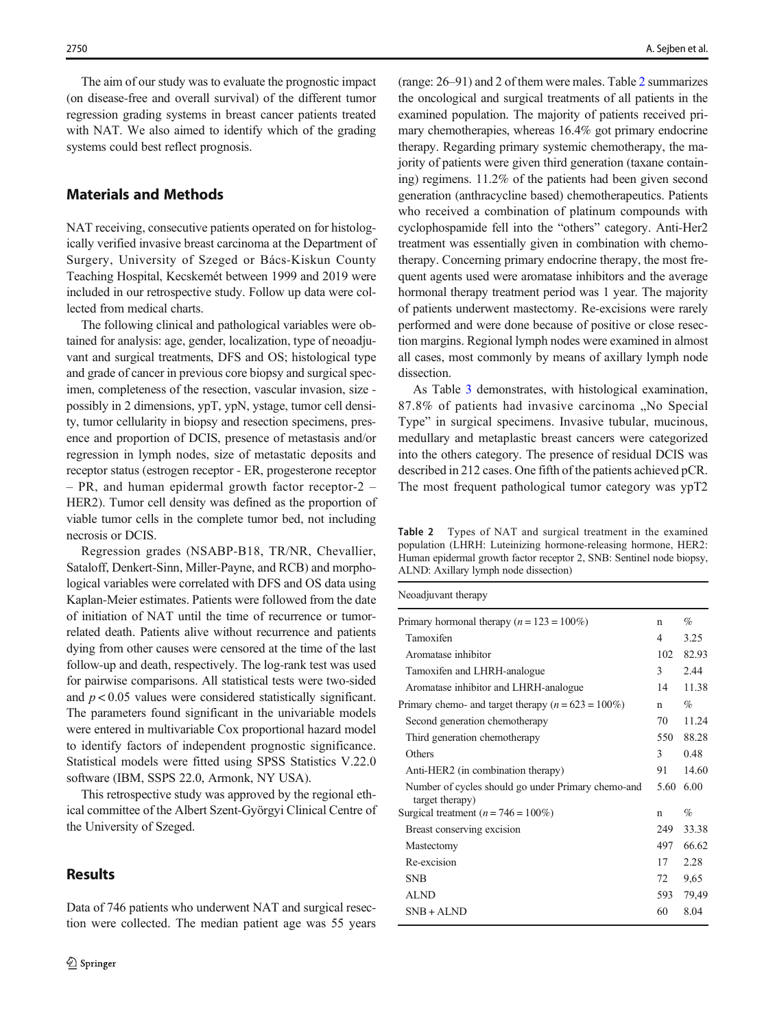The aim of our study was to evaluate the prognostic impact (on disease-free and overall survival) of the different tumor regression grading systems in breast cancer patients treated with NAT. We also aimed to identify which of the grading systems could best reflect prognosis.

## Materials and Methods

NAT receiving, consecutive patients operated on for histologically verified invasive breast carcinoma at the Department of Surgery, University of Szeged or Bács-Kiskun County Teaching Hospital, Kecskemét between 1999 and 2019 were included in our retrospective study. Follow up data were collected from medical charts.

The following clinical and pathological variables were obtained for analysis: age, gender, localization, type of neoadjuvant and surgical treatments, DFS and OS; histological type and grade of cancer in previous core biopsy and surgical specimen, completeness of the resection, vascular invasion, size - possibly in 2 dimensions, ypT, ypN, ystage, tumor cell density, tumor cellularity in biopsy and resection specimens, presence and proportion of DCIS, presence of metastasis and/or regression in lymph nodes, size of metastatic deposits and receptor status (estrogen receptor - ER, progesterone receptor – PR, and human epidermal growth factor receptor-2 – HER2). Tumor cell density was defined as the proportion of viable tumor cells in the complete tumor bed, not including necrosis or DCIS.

Regression grades (NSABP-B18, TR/NR, Chevallier, Sataloff, Denkert-Sinn, Miller-Payne, and RCB) and morphological variables were correlated with DFS and OS data using Kaplan-Meier estimates. Patients were followed from the date of initiation of NAT until the time of recurrence or tumor-related death. Patients alive without recurrence and patients dying from other causes were censored at the time of the last follow-up and death, respectively. The log-rank test was used for pairwise comparisons. All statistical tests were two-sided and $p < 0.05$ values were considered statistically significant. The parameters found significant in the univariable models were entered in multivariable Cox proportional hazard model to identify factors of independent prognostic significance. Statistical models were fitted using SPSS Statistics V.22.0 software (IBM, SSPS 22.0, Armonk, NY USA).

This retrospective study was approved by the regional ethical committee of the Albert Szent-Györgyi Clinical Centre of the University of Szeged.

## Results

Data of 746 patients who underwent NAT and surgical resection were collected. The median patient age was 55 years (range: 26–91) and 2 of them were males. Table 2 summarizes the oncological and surgical treatments of all patients in the examined population. The majority of patients received primary chemotherapies, whereas 16.4% got primary endocrine therapy. Regarding primary systemic chemotherapy, the majority of patients were given third generation (taxane containing) regimens. 11.2% of the patients had been given second generation (anthracycline based) chemotherapeutics. Patients who received a combination of platinum compounds with cyclophospamide fell into the "others" category. Anti-Her2 treatment was essentially given in combination with chemotherapy. Concerning primary endocrine therapy, the most frequent agents used were aromatase inhibitors and the average hormonal therapy treatment period was 1 year. The majority of patients underwent mastectomy. Re-excisions were rarely performed and were done because of positive or close resection margins. Regional lymph nodes were examined in almost all cases, most commonly by means of axillary lymph node dissection.

As Table 3 demonstrates, with histological examination, 87.8% of patients had invasive carcinoma „No Special Type" in surgical specimens. Invasive tubular, mucinous, medullary and metaplastic breast cancers were categorized into the others category. The presence of residual DCIS was described in 212 cases. One fifth of the patients achieved pCR. The most frequent pathological tumor category was ypT2

**Table 2** Types of NAT and surgical treatment in the examined population (LHRH: Luteinizing hormone-releasing hormone, HER2: Human epidermal growth factor receptor 2, SNB: Sentinel node biopsy, ALND: Axillary lymph node dissection)

| Neoadjuvant therapy | | |
|---|---|---|
| Primary hormonal therapy ($n = 123 = 100\%$) | n | % |
| Tamoxifen | 4 | 3.25 |
| Aromatase inhibitor | 102 | 82.93 |
| Tamoxifen and LHRH-analogue | 3 | 2.44 |
| Aromatase inhibitor and LHRH-analogue | 14 | 11.38 |
| Primary chemo- and target therapy ($n = 623 = 100\%$) | n | % |
| Second generation chemotherapy | 70 | 11.24 |
| Third generation chemotherapy | 550 | 88.28 |
| Others | 3 | 0.48 |
| Anti-HER2 (in combination therapy) | 91 | 14.60 |
| Number of cycles should go under Primary chemo-and target therapy) | 5.60 | 6.00 |
| Surgical treatment ($n = 746 = 100\%$) | n | % |
| Breast conserving excision | 249 | 33.38 |
| Mastectomy | 497 | 66.62 |
| Re-excision | 17 | 2.28 |
| SNB | 72 | 9,65 |
| ALND | 593 | 79,49 |
| SNB + ALND | 60 | 8.04 |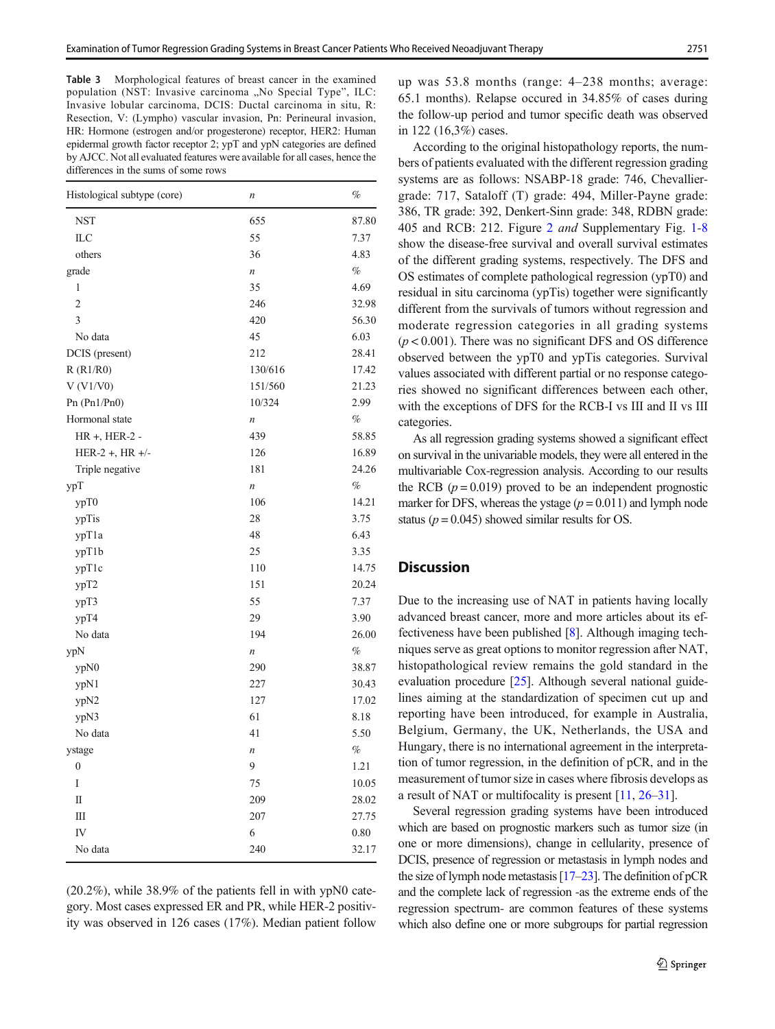**Table 3** Morphological features of breast cancer in the examined population (NST: Invasive carcinoma „No Special Type", ILC: Invasive lobular carcinoma, DCIS: Ductal carcinoma in situ, R: Resection, V: (Lympho) vascular invasion, Pn: Perineural invasion, HR: Hormone (estrogen and/or progesterone) receptor, HER2: Human epidermal growth factor receptor 2; ypT and ypN categories are defined by AJCC. Not all evaluated features were available for all cases, hence the differences in the sums of some rows

| Histological subtype (core) | *n* | % |
|---|---|---|
| NST | 655 | 87.80 |
| ILC | 55 | 7.37 |
| others | 36 | 4.83 |
| grade | *n* | % |
| 1 | 35 | 4.69 |
| 2 | 246 | 32.98 |
| 3 | 420 | 56.30 |
| No data | 45 | 6.03 |
| DCIS (present) | 212 | 28.41 |
| R (R1/R0) | 130/616 | 17.42 |
| V (V1/V0) | 151/560 | 21.23 |
| Pn (Pn1/Pn0) | 10/324 | 2.99 |
| Hormonal state | *n* | % |
| HR +, HER-2 - | 439 | 58.85 |
| HER-2 +, HR +/- | 126 | 16.89 |
| Triple negative | 181 | 24.26 |
| ypT | *n* | % |
| ypT0 | 106 | 14.21 |
| ypTis | 28 | 3.75 |
| ypT1a | 48 | 6.43 |
| ypT1b | 25 | 3.35 |
| ypT1c | 110 | 14.75 |
| ypT2 | 151 | 20.24 |
| ypT3 | 55 | 7.37 |
| ypT4 | 29 | 3.90 |
| No data | 194 | 26.00 |
| ypN | *n* | % |
| ypN0 | 290 | 38.87 |
| ypN1 | 227 | 30.43 |
| ypN2 | 127 | 17.02 |
| ypN3 | 61 | 8.18 |
| No data | 41 | 5.50 |
| ystage | *n* | % |
| 0 | 9 | 1.21 |
| I | 75 | 10.05 |
| II | 209 | 28.02 |
| III | 207 | 27.75 |
| IV | 6 | 0.80 |
| No data | 240 | 32.17 |

(20.2%), while 38.9% of the patients fell in with ypN0 category. Most cases expressed ER and PR, while HER-2 positivity was observed in 126 cases (17%). Median patient follow up was 53.8 months (range: 4–238 months; average: 65.1 months). Relapse occured in 34.85% of cases during the follow-up period and tumor specific death was observed in 122 (16,3%) cases.

According to the original histopathology reports, the numbers of patients evaluated with the different regression grading systems are as follows: NSABP-18 grade: 746, Chevallier-grade: 717, Sataloff (T) grade: 494, Miller-Payne grade: 386, TR grade: 392, Denkert-Sinn grade: 348, RDBN grade: 405 and RCB: 212. Figure 2 *and* Supplementary Fig. 1-8 show the disease-free survival and overall survival estimates of the different grading systems, respectively. The DFS and OS estimates of complete pathological regression (ypT0) and residual in situ carcinoma (ypTis) together were significantly different from the survivals of tumors without regression and moderate regression categories in all grading systems ($p < 0.001$). There was no significant DFS and OS difference observed between the ypT0 and ypTis categories. Survival values associated with different partial or no response categories showed no significant differences between each other, with the exceptions of DFS for the RCB-I vs III and II vs III categories.

As all regression grading systems showed a significant effect on survival in the univariable models, they were all entered in the multivariable Cox-regression analysis. According to our results the RCB ($p = 0.019$) proved to be an independent prognostic marker for DFS, whereas the ystage ($p = 0.011$) and lymph node status ($p = 0.045$) showed similar results for OS.

## Discussion

Due to the increasing use of NAT in patients having locally advanced breast cancer, more and more articles about its effectiveness have been published [8]. Although imaging techniques serve as great options to monitor regression after NAT, histopathological review remains the gold standard in the evaluation procedure [25]. Although several national guidelines aiming at the standardization of specimen cut up and reporting have been introduced, for example in Australia, Belgium, Germany, the UK, Netherlands, the USA and Hungary, there is no international agreement in the interpretation of tumor regression, in the definition of pCR, and in the measurement of tumor size in cases where fibrosis develops as a result of NAT or multifocality is present [11, 26–31].

Several regression grading systems have been introduced which are based on prognostic markers such as tumor size (in one or more dimensions), change in cellularity, presence of DCIS, presence of regression or metastasis in lymph nodes and the size of lymph node metastasis [17–23]. The definition of pCR and the complete lack of regression -as the extreme ends of the regression spectrum- are common features of these systems which also define one or more subgroups for partial regression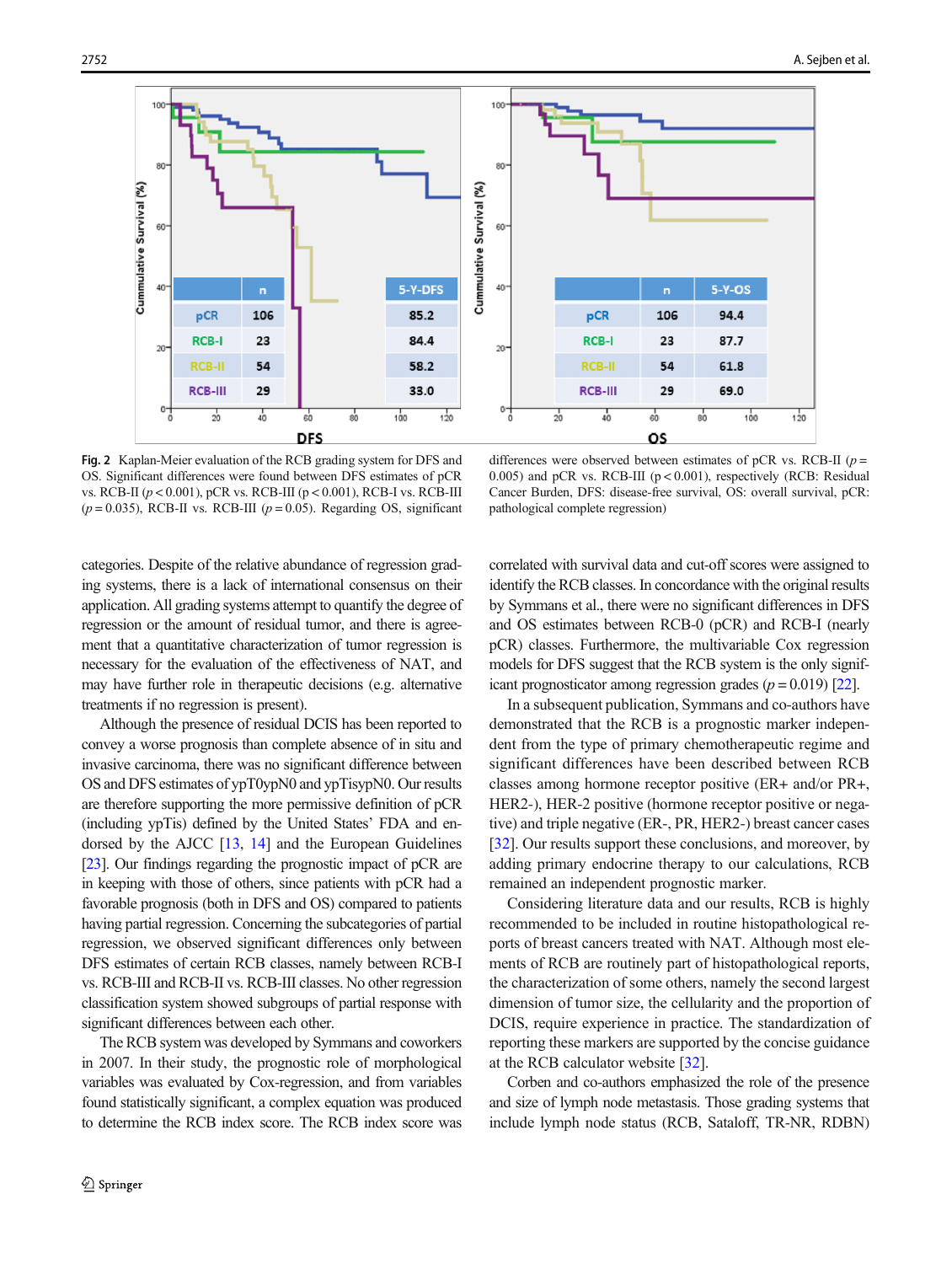| | n | 5-Y-DFS |
|---|---|---|
| pCR | 106 | 85.2 |
| RCB-I | 23 | 84.4 |
| RCB-II | 54 | 58.2 |
| RCB-III | 29 | 33.0 |

| | n | 5-Y-OS |
|---|---|---|
| pCR | 106 | 94.4 |
| RCB-I | 23 | 87.7 |
| RCB-II | 54 | 61.8 |
| RCB-III | 29 | 69.0 |

**Fig. 2** Kaplan-Meier evaluation of the RCB grading system for DFS and OS. Significant differences were found between DFS estimates of pCR vs. RCB-II ($p < 0.001$), pCR vs. RCB-III ($p < 0.001$), RCB-I vs. RCB-III ($p = 0.035$), RCB-II vs. RCB-III ($p = 0.05$). Regarding OS, significant differences were observed between estimates of pCR vs. RCB-II ($p = 0.005$) and pCR vs. RCB-III ($p < 0.001$), respectively (RCB: Residual Cancer Burden, DFS: disease-free survival, OS: overall survival, pCR: pathological complete regression)

categories. Despite of the relative abundance of regression grading systems, there is a lack of international consensus on their application. All grading systems attempt to quantify the degree of regression or the amount of residual tumor, and there is agreement that a quantitative characterization of tumor regression is necessary for the evaluation of the effectiveness of NAT, and may have further role in therapeutic decisions (e.g. alternative treatments if no regression is present).

Although the presence of residual DCIS has been reported to convey a worse prognosis than complete absence of in situ and invasive carcinoma, there was no significant difference between OS and DFS estimates of ypT0ypN0 and ypTisypN0. Our results are therefore supporting the more permissive definition of pCR (including ypTis) defined by the United States' FDA and endorsed by the AJCC [13, 14] and the European Guidelines [23]. Our findings regarding the prognostic impact of pCR are in keeping with those of others, since patients with pCR had a favorable prognosis (both in DFS and OS) compared to patients having partial regression. Concerning the subcategories of partial regression, we observed significant differences only between DFS estimates of certain RCB classes, namely between RCB-I vs. RCB-III and RCB-II vs. RCB-III classes. No other regression classification system showed subgroups of partial response with significant differences between each other.

The RCB system was developed by Symmans and coworkers in 2007. In their study, the prognostic role of morphological variables was evaluated by Cox-regression, and from variables found statistically significant, a complex equation was produced to determine the RCB index score. The RCB index score was correlated with survival data and cut-off scores were assigned to identify the RCB classes. In concordance with the original results by Symmans et al., there were no significant differences in DFS and OS estimates between RCB-0 (pCR) and RCB-I (nearly pCR) classes. Furthermore, the multivariable Cox regression models for DFS suggest that the RCB system is the only significant prognosticator among regression grades ($p = 0.019$) [22].

In a subsequent publication, Symmans and co-authors have demonstrated that the RCB is a prognostic marker independent from the type of primary chemotherapeutic regime and significant differences have been described between RCB classes among hormone receptor positive (ER+ and/or PR+, HER2-), HER-2 positive (hormone receptor positive or negative) and triple negative (ER-, PR, HER2-) breast cancer cases [32]. Our results support these conclusions, and moreover, by adding primary endocrine therapy to our calculations, RCB remained an independent prognostic marker.

Considering literature data and our results, RCB is highly recommended to be included in routine histopathological reports of breast cancers treated with NAT. Although most elements of RCB are routinely part of histopathological reports, the characterization of some others, namely the second largest dimension of tumor size, the cellularity and the proportion of DCIS, require experience in practice. The standardization of reporting these markers are supported by the concise guidance at the RCB calculator website [32].

Corben and co-authors emphasized the role of the presence and size of lymph node metastasis. Those grading systems that include lymph node status (RCB, Sataloff, TR-NR, RDBN)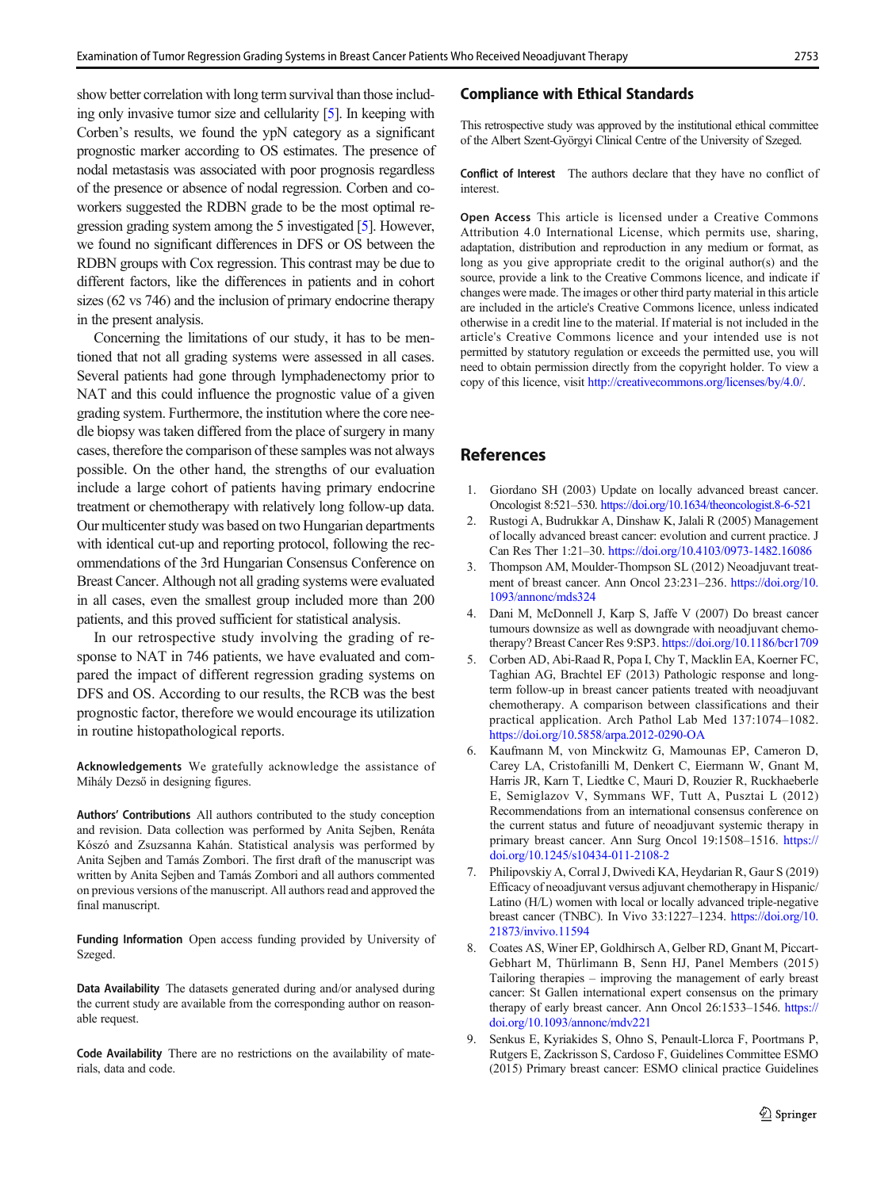show better correlation with long term survival than those including only invasive tumor size and cellularity [5]. In keeping with Corben's results, we found the ypN category as a significant prognostic marker according to OS estimates. The presence of nodal metastasis was associated with poor prognosis regardless of the presence or absence of nodal regression. Corben and coworkers suggested the RDBN grade to be the most optimal regression grading system among the 5 investigated [5]. However, we found no significant differences in DFS or OS between the RDBN groups with Cox regression. This contrast may be due to different factors, like the differences in patients and in cohort sizes (62 vs 746) and the inclusion of primary endocrine therapy in the present analysis.

Concerning the limitations of our study, it has to be mentioned that not all grading systems were assessed in all cases. Several patients had gone through lymphadenectomy prior to NAT and this could influence the prognostic value of a given grading system. Furthermore, the institution where the core needle biopsy was taken differed from the place of surgery in many cases, therefore the comparison of these samples was not always possible. On the other hand, the strengths of our evaluation include a large cohort of patients having primary endocrine treatment or chemotherapy with relatively long follow-up data. Our multicenter study was based on two Hungarian departments with identical cut-up and reporting protocol, following the recommendations of the 3rd Hungarian Consensus Conference on Breast Cancer. Although not all grading systems were evaluated in all cases, even the smallest group included more than 200 patients, and this proved sufficient for statistical analysis.

In our retrospective study involving the grading of response to NAT in 746 patients, we have evaluated and compared the impact of different regression grading systems on DFS and OS. According to our results, the RCB was the best prognostic factor, therefore we would encourage its utilization in routine histopathological reports.

**Acknowledgements** We gratefully acknowledge the assistance of Mihály Dezső in designing figures.

**Authors' Contributions** All authors contributed to the study conception and revision. Data collection was performed by Anita Sejben, Renáta Kószó and Zsuzsanna Kahán. Statistical analysis was performed by Anita Sejben and Tamás Zombori. The first draft of the manuscript was written by Anita Sejben and Tamás Zombori and all authors commented on previous versions of the manuscript. All authors read and approved the final manuscript.

**Funding Information** Open access funding provided by University of Szeged.

**Data Availability** The datasets generated during and/or analysed during the current study are available from the corresponding author on reasonable request.

**Code Availability** There are no restrictions on the availability of materials, data and code.

## Compliance with Ethical Standards

This retrospective study was approved by the institutional ethical committee of the Albert Szent-Györgyi Clinical Centre of the University of Szeged.

**Conflict of Interest** The authors declare that they have no conflict of interest.

**Open Access** This article is licensed under a Creative Commons Attribution 4.0 International License, which permits use, sharing, adaptation, distribution and reproduction in any medium or format, as long as you give appropriate credit to the original author(s) and the source, provide a link to the Creative Commons licence, and indicate if changes were made. The images or other third party material in this article are included in the article's Creative Commons licence, unless indicated otherwise in a credit line to the material. If material is not included in the article's Creative Commons licence and your intended use is not permitted by statutory regulation or exceeds the permitted use, you will need to obtain permission directly from the copyright holder. To view a copy of this licence, visit http://creativecommons.org/licenses/by/4.0/.

## References

1. Giordano SH (2003) Update on locally advanced breast cancer. Oncologist 8:521–530. https://doi.org/10.1634/theoncologist.8-6-521
2. Rustogi A, Budrukkar A, Dinshaw K, Jalali R (2005) Management of locally advanced breast cancer: evolution and current practice. J Can Res Ther 1:21–30. https://doi.org/10.4103/0973-1482.16086
3. Thompson AM, Moulder-Thompson SL (2012) Neoadjuvant treatment of breast cancer. Ann Oncol 23:231–236. https://doi.org/10.1093/annonc/mds324
4. Dani M, McDonnell J, Karp S, Jaffe V (2007) Do breast cancer tumours downsize as well as downgrade with neoadjuvant chemotherapy? Breast Cancer Res 9:SP3. https://doi.org/10.1186/bcr1709
5. Corben AD, Abi-Raad R, Popa I, Chy T, Macklin EA, Koerner FC, Taghian AG, Brachtel EF (2013) Pathologic response and long-term follow-up in breast cancer patients treated with neoadjuvant chemotherapy. A comparison between classifications and their practical application. Arch Pathol Lab Med 137:1074–1082. https://doi.org/10.5858/arpa.2012-0290-OA
6. Kaufmann M, von Minckwitz G, Mamounas EP, Cameron D, Carey LA, Cristofanilli M, Denkert C, Eiermann W, Gnant M, Harris JR, Karn T, Liedtke C, Mauri D, Rouzier R, Ruckhaeberle E, Semiglazov V, Symmans WF, Tutt A, Pusztai L (2012) Recommendations from an international consensus conference on the current status and future of neoadjuvant systemic therapy in primary breast cancer. Ann Surg Oncol 19:1508–1516. https://doi.org/10.1245/s10434-011-2108-2
7. Philipovskiy A, Corral J, Dwivedi KA, Heydarian R, Gaur S (2019) Efficacy of neoadjuvant versus adjuvant chemotherapy in Hispanic/Latino (H/L) women with local or locally advanced triple-negative breast cancer (TNBC). In Vivo 33:1227–1234. https://doi.org/10.21873/invivo.11594
8. Coates AS, Winer EP, Goldhirsch A, Gelber RD, Gnant M, Piccart-Gebhart M, Thürlimann B, Senn HJ, Panel Members (2015) Tailoring therapies – improving the management of early breast cancer: St Gallen international expert consensus on the primary therapy of early breast cancer. Ann Oncol 26:1533–1546. https://doi.org/10.1093/annonc/mdv221
9. Senkus E, Kyriakides S, Ohno S, Penault-Llorca F, Poortmans P, Rutgers E, Zackrisson S, Cardoso F, Guidelines Committee ESMO (2015) Primary breast cancer: ESMO clinical practice Guidelines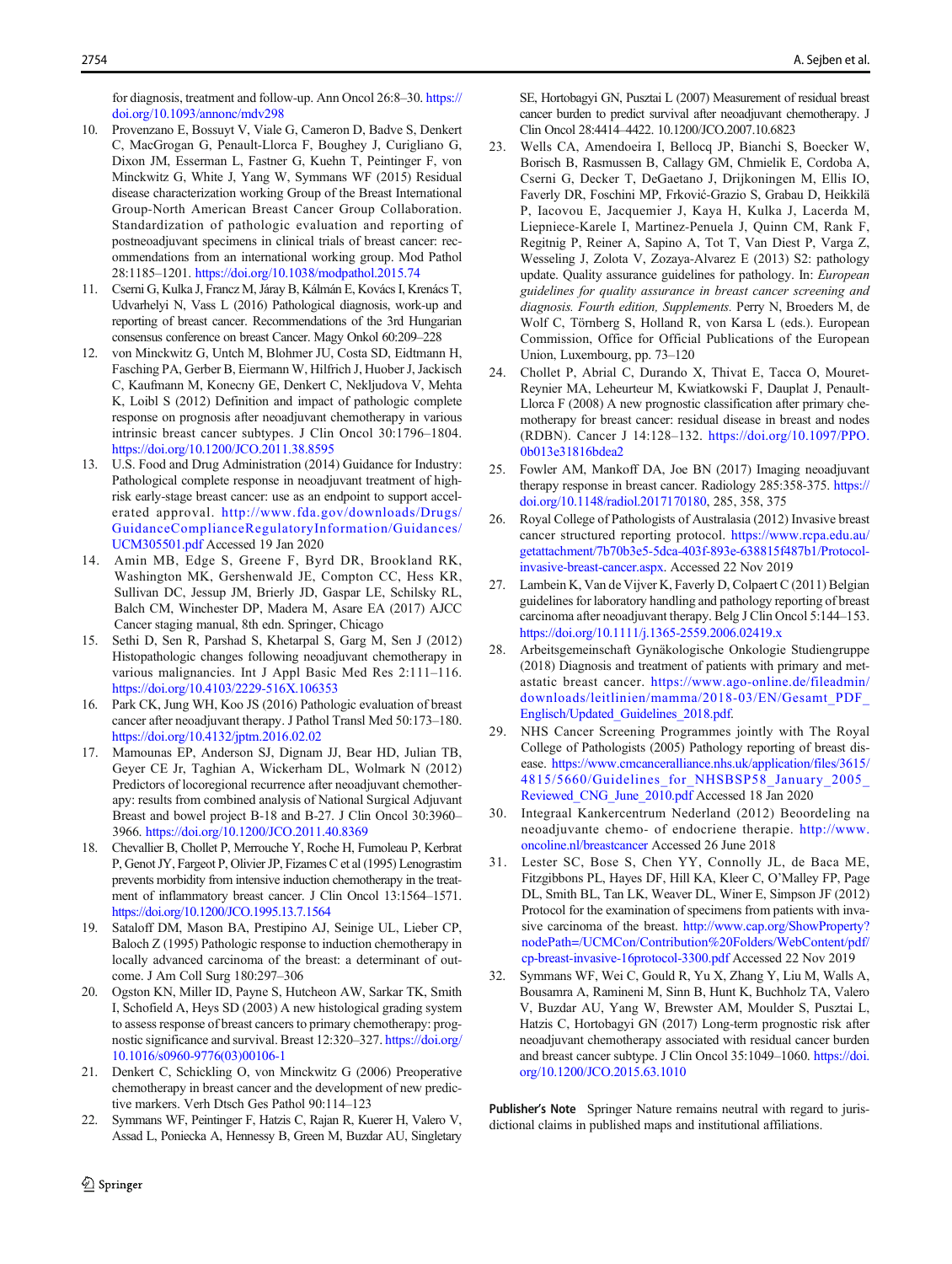for diagnosis, treatment and follow-up. Ann Oncol 26:8–30. https://doi.org/10.1093/annonc/mdv298

10. Provenzano E, Bossuyt V, Viale G, Cameron D, Badve S, Denkert C, MacGrogan G, Penault-Llorca F, Boughey J, Curigliano G, Dixon JM, Esserman L, Fastner G, Kuehn T, Peintinger F, von Minckwitz G, White J, Yang W, Symmans WF (2015) Residual disease characterization working Group of the Breast International Group-North American Breast Cancer Group Collaboration. Standardization of pathologic evaluation and reporting of postneoadjuvant specimens in clinical trials of breast cancer: recommendations from an international working group. Mod Pathol 28:1185–1201. https://doi.org/10.1038/modpathol.2015.74
11. Cserni G, Kulka J, Francz M, Járay B, Kálmán E, Kovács I, Krenács T, Udvarhelyi N, Vass L (2016) Pathological diagnosis, work-up and reporting of breast cancer. Recommendations of the 3rd Hungarian consensus conference on breast Cancer. Magy Onkol 60:209–228
12. von Minckwitz G, Untch M, Blohmer JU, Costa SD, Eidtmann H, Fasching PA, Gerber B, Eiermann W, Hilfrich J, Huober J, Jackisch C, Kaufmann M, Konecny GE, Denkert C, Nekljudova V, Mehta K, Loibl S (2012) Definition and impact of pathologic complete response on prognosis after neoadjuvant chemotherapy in various intrinsic breast cancer subtypes. J Clin Oncol 30:1796–1804. https://doi.org/10.1200/JCO.2011.38.8595
13. U.S. Food and Drug Administration (2014) Guidance for Industry: Pathological complete response in neoadjuvant treatment of high-risk early-stage breast cancer: use as an endpoint to support accelerated approval. http://www.fda.gov/downloads/Drugs/GuidanceComplianceRegulatoryInformation/Guidances/UCM305501.pdf Accessed 19 Jan 2020
14. Amin MB, Edge S, Greene F, Byrd DR, Brookland RK, Washington MK, Gershenwald JE, Compton CC, Hess KR, Sullivan DC, Jessup JM, Brierly JD, Gaspar LE, Schilsky RL, Balch CM, Winchester DP, Madera M, Asare EA (2017) AJCC Cancer staging manual, 8th edn. Springer, Chicago
15. Sethi D, Sen R, Parshad S, Khetarpal S, Garg M, Sen J (2012) Histopathologic changes following neoadjuvant chemotherapy in various malignancies. Int J Appl Basic Med Res 2:111–116. https://doi.org/10.4103/2229-516X.106353
16. Park CK, Jung WH, Koo JS (2016) Pathologic evaluation of breast cancer after neoadjuvant therapy. J Pathol Transl Med 50:173–180. https://doi.org/10.4132/jptm.2016.02.02
17. Mamounas EP, Anderson SJ, Dignam JJ, Bear HD, Julian TB, Geyer CE Jr, Taghian A, Wickerham DL, Wolmark N (2012) Predictors of locoregional recurrence after neoadjuvant chemotherapy: results from combined analysis of National Surgical Adjuvant Breast and bowel project B-18 and B-27. J Clin Oncol 30:3960–3966. https://doi.org/10.1200/JCO.2011.40.8369
18. Chevallier B, Chollet P, Merrouche Y, Roche H, Fumoleau P, Kerbrat P, Genot JY, Fargeot P, Olivier JP, Fizames C et al (1995) Lenograstim prevents morbidity from intensive induction chemotherapy in the treatment of inflammatory breast cancer. J Clin Oncol 13:1564–1571. https://doi.org/10.1200/JCO.1995.13.7.1564
19. Sataloff DM, Mason BA, Prestipino AJ, Seinige UL, Lieber CP, Baloch Z (1995) Pathologic response to induction chemotherapy in locally advanced carcinoma of the breast: a determinant of outcome. J Am Coll Surg 180:297–306
20. Ogston KN, Miller ID, Payne S, Hutcheon AW, Sarkar TK, Smith I, Schofield A, Heys SD (2003) A new histological grading system to assess response of breast cancers to primary chemotherapy: prognostic significance and survival. Breast 12:320–327. https://doi.org/10.1016/s0960-9776(03)00106-1
21. Denkert C, Schickling O, von Minckwitz G (2006) Preoperative chemotherapy in breast cancer and the development of new predictive markers. Verh Dtsch Ges Pathol 90:114–123
22. Symmans WF, Peintinger F, Hatzis C, Rajan R, Kuerer H, Valero V, Assad L, Poniecka A, Hennessy B, Green M, Buzdar AU, Singletary SE, Hortobagyi GN, Pusztai L (2007) Measurement of residual breast cancer burden to predict survival after neoadjuvant chemotherapy. J Clin Oncol 28:4414–4422. 10.1200/JCO.2007.10.6823
23. Wells CA, Amendoeira I, Bellocq JP, Bianchi S, Boecker W, Borisch B, Rasmussen B, Callagy GM, Chmielik E, Cordoba A, Cserni G, Decker T, DeGaetano J, Drijkoningen M, Ellis IO, Faverly DR, Foschini MP, Frković-Grazio S, Grabau D, Heikkilä P, Iacovou E, Jacquemier J, Kaya H, Kulka J, Lacerda M, Liepniece-Karele I, Martinez-Penuela J, Quinn CM, Rank F, Regitnig P, Reiner A, Sapino A, Tot T, Van Diest P, Varga Z, Wesseling J, Zolota V, Zozaya-Alvarez E (2013) S2: pathology update. Quality assurance guidelines for pathology. In: *European guidelines for quality assurance in breast cancer screening and diagnosis. Fourth edition, Supplements*. Perry N, Broeders M, de Wolf C, Törnberg S, Holland R, von Karsa L (eds.). European Commission, Office for Official Publications of the European Union, Luxembourg, pp. 73–120
24. Chollet P, Abrial C, Durando X, Thivat E, Tacca O, Mouret-Reynier MA, Leheurteur M, Kwiatkowski F, Dauplat J, Penault-Llorca F (2008) A new prognostic classification after primary chemotherapy for breast cancer: residual disease in breast and nodes (RDBN). Cancer J 14:128–132. https://doi.org/10.1097/PPO.0b013e31816bdea2
25. Fowler AM, Mankoff DA, Joe BN (2017) Imaging neoadjuvant therapy response in breast cancer. Radiology 285:358-375. https://doi.org/10.1148/radiol.2017170180, 285, 358, 375
26. Royal College of Pathologists of Australasia (2012) Invasive breast cancer structured reporting protocol. https://www.rcpa.edu.au/getattachment/7b70b3e5-5dca-403f-893e-638815f487b1/Protocol-invasive-breast-cancer.aspx. Accessed 22 Nov 2019
27. Lambein K, Van de Vijver K, Faverly D, Colpaert C (2011) Belgian guidelines for laboratory handling and pathology reporting of breast carcinoma after neoadjuvant therapy. Belg J Clin Oncol 5:144–153. https://doi.org/10.1111/j.1365-2559.2006.02419.x
28. Arbeitsgemeinschaft Gynäkologische Onkologie Studiengruppe (2018) Diagnosis and treatment of patients with primary and metastatic breast cancer. https://www.ago-online.de/fileadmin/downloads/leitlinien/mamma/2018-03/EN/Gesamt_PDF_Englisch/Updated_Guidelines_2018.pdf.
29. NHS Cancer Screening Programmes jointly with The Royal College of Pathologists (2005) Pathology reporting of breast disease. https://www.cmcanceralliance.nhs.uk/application/files/3615/4815/5660/Guidelines_for_NHSBSP58_January_2005_Reviewed_CNG_June_2010.pdf Accessed 18 Jan 2020
30. Integraal Kankercentrum Nederland (2012) Beoordeling na neoadjuvante chemo- of endocriene therapie. http://www.oncoline.nl/breastcancer Accessed 26 June 2018
31. Lester SC, Bose S, Chen YY, Connolly JL, de Baca ME, Fitzgibbons PL, Hayes DF, Hill KA, Kleer C, O'Malley FP, Page DL, Smith BL, Tan LK, Weaver DL, Winer E, Simpson JF (2012) Protocol for the examination of specimens from patients with invasive carcinoma of the breast. http://www.cap.org/ShowProperty?nodePath=/UCMCon/Contribution%20Folders/WebContent/pdf/cp-breast-invasive-16protocol-3300.pdf Accessed 22 Nov 2019
32. Symmans WF, Wei C, Gould R, Yu X, Zhang Y, Liu M, Walls A, Bousamra A, Ramineni M, Sinn B, Hunt K, Buchholz TA, Valero V, Buzdar AU, Yang W, Brewster AM, Moulder S, Pusztai L, Hatzis C, Hortobagyi GN (2017) Long-term prognostic risk after neoadjuvant chemotherapy associated with residual cancer burden and breast cancer subtype. J Clin Oncol 35:1049–1060. https://doi.org/10.1200/JCO.2015.63.1010

**Publisher's Note** Springer Nature remains neutral with regard to jurisdictional claims in published maps and institutional affiliations.